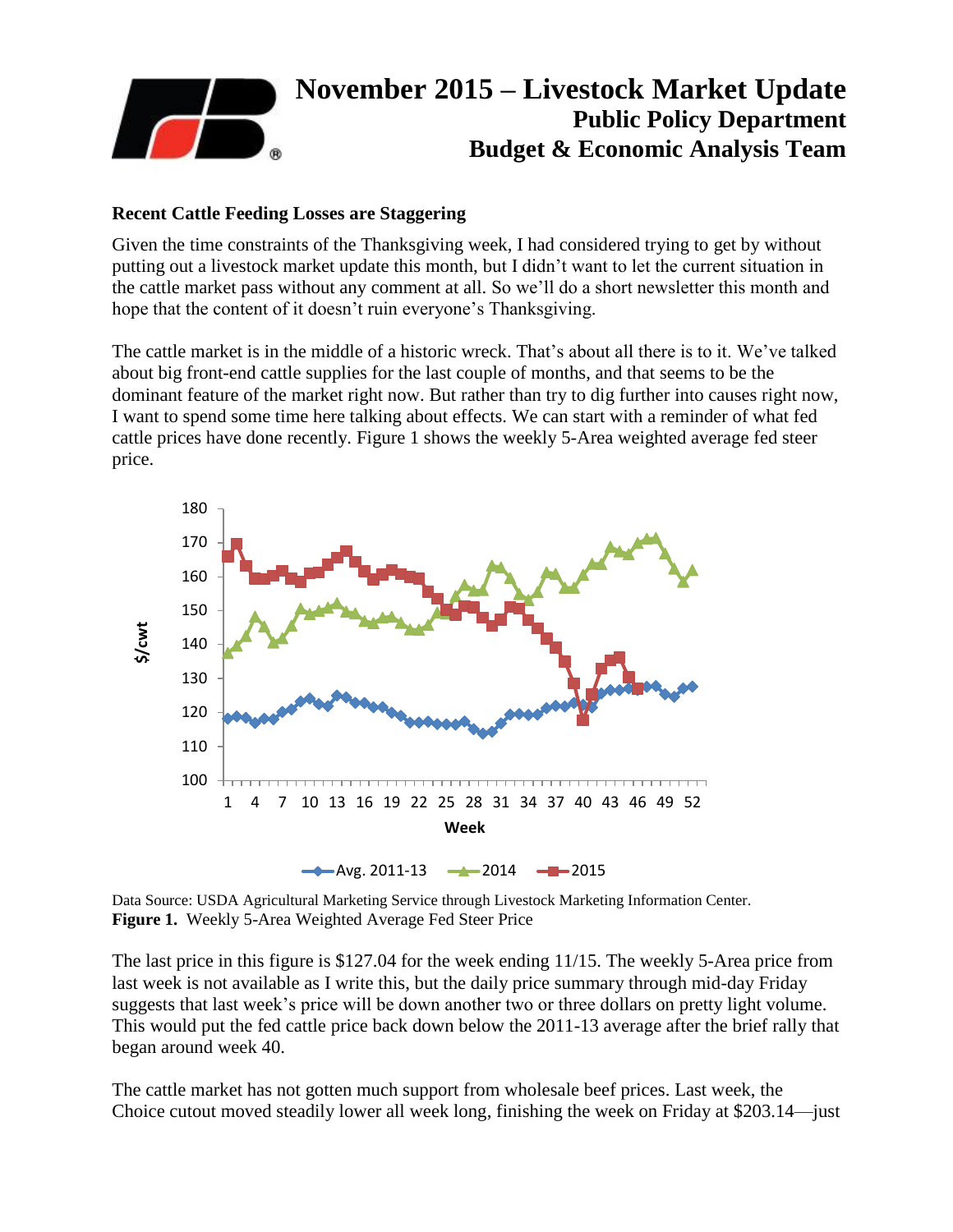# November 2015 – Livestock Market Update

## Public Policy Department
## Budget & Economic Analysis Team

### Recent Cattle Feeding Losses are Staggering

Given the time constraints of the Thanksgiving week, I had considered trying to get by without putting out a livestock market update this month, but I didn't want to let the current situation in the cattle market pass without any comment at all. So we'll do a short newsletter this month and hope that the content of it doesn't ruin everyone's Thanksgiving.

The cattle market is in the middle of a historic wreck. That's about all there is to it. We've talked about big front-end cattle supplies for the last couple of months, and that seems to be the dominant feature of the market right now. But rather than try to dig further into causes right now, I want to spend some time here talking about effects. We can start with a reminder of what fed cattle prices have done recently. Figure 1 shows the weekly 5-Area weighted average fed steer price.

Data Source: USDA Agricultural Marketing Service through Livestock Marketing Information Center.
**Figure 1.** Weekly 5-Area Weighted Average Fed Steer Price

The last price in this figure is $127.04 for the week ending 11/15. The weekly 5-Area price from last week is not available as I write this, but the daily price summary through mid-day Friday suggests that last week's price will be down another two or three dollars on pretty light volume. This would put the fed cattle price back down below the 2011-13 average after the brief rally that began around week 40.

The cattle market has not gotten much support from wholesale beef prices. Last week, the Choice cutout moved steadily lower all week long, finishing the week on Friday at $203.14—just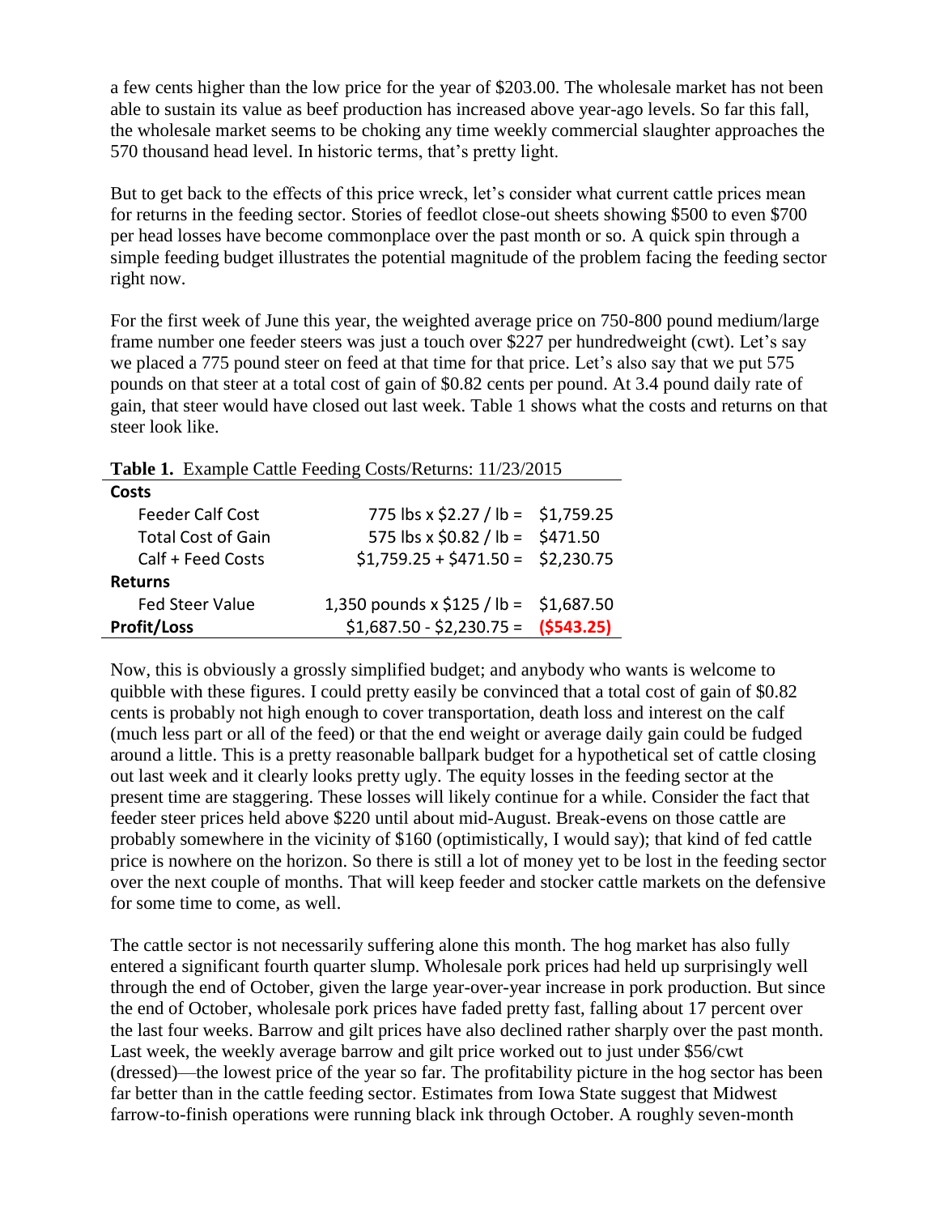a few cents higher than the low price for the year of $203.00. The wholesale market has not been able to sustain its value as beef production has increased above year-ago levels. So far this fall, the wholesale market seems to be choking any time weekly commercial slaughter approaches the 570 thousand head level. In historic terms, that's pretty light.

But to get back to the effects of this price wreck, let's consider what current cattle prices mean for returns in the feeding sector. Stories of feedlot close-out sheets showing $500 to even $700 per head losses have become commonplace over the past month or so. A quick spin through a simple feeding budget illustrates the potential magnitude of the problem facing the feeding sector right now.

For the first week of June this year, the weighted average price on 750-800 pound medium/large frame number one feeder steers was just a touch over $227 per hundredweight (cwt). Let's say we placed a 775 pound steer on feed at that time for that price. Let's also say that we put 575 pounds on that steer at a total cost of gain of $0.82 cents per pound. At 3.4 pound daily rate of gain, that steer would have closed out last week. Table 1 shows what the costs and returns on that steer look like.

**Table 1.** Example Cattle Feeding Costs/Returns: 11/23/2015

| | | |
|---|---|---|
| **Costs** | | |
| Feeder Calf Cost | 775 lbs x $2.27 / lb = | $1,759.25 |
| Total Cost of Gain | 575 lbs x $0.82 / lb = | $471.50 |
| Calf + Feed Costs | $1,759.25 + $471.50 = | $2,230.75 |
| **Returns** | | |
| Fed Steer Value | 1,350 pounds x $125 / lb = | $1,687.50 |
| **Profit/Loss** | $1,687.50 - $2,230.75 = | **($543.25)** |

Now, this is obviously a grossly simplified budget; and anybody who wants is welcome to quibble with these figures. I could pretty easily be convinced that a total cost of gain of $0.82 cents is probably not high enough to cover transportation, death loss and interest on the calf (much less part or all of the feed) or that the end weight or average daily gain could be fudged around a little. This is a pretty reasonable ballpark budget for a hypothetical set of cattle closing out last week and it clearly looks pretty ugly. The equity losses in the feeding sector at the present time are staggering. These losses will likely continue for a while. Consider the fact that feeder steer prices held above $220 until about mid-August. Break-evens on those cattle are probably somewhere in the vicinity of $160 (optimistically, I would say); that kind of fed cattle price is nowhere on the horizon. So there is still a lot of money yet to be lost in the feeding sector over the next couple of months. That will keep feeder and stocker cattle markets on the defensive for some time to come, as well.

The cattle sector is not necessarily suffering alone this month. The hog market has also fully entered a significant fourth quarter slump. Wholesale pork prices had held up surprisingly well through the end of October, given the large year-over-year increase in pork production. But since the end of October, wholesale pork prices have faded pretty fast, falling about 17 percent over the last four weeks. Barrow and gilt prices have also declined rather sharply over the past month. Last week, the weekly average barrow and gilt price worked out to just under $56/cwt (dressed)—the lowest price of the year so far. The profitability picture in the hog sector has been far better than in the cattle feeding sector. Estimates from Iowa State suggest that Midwest farrow-to-finish operations were running black ink through October. A roughly seven-month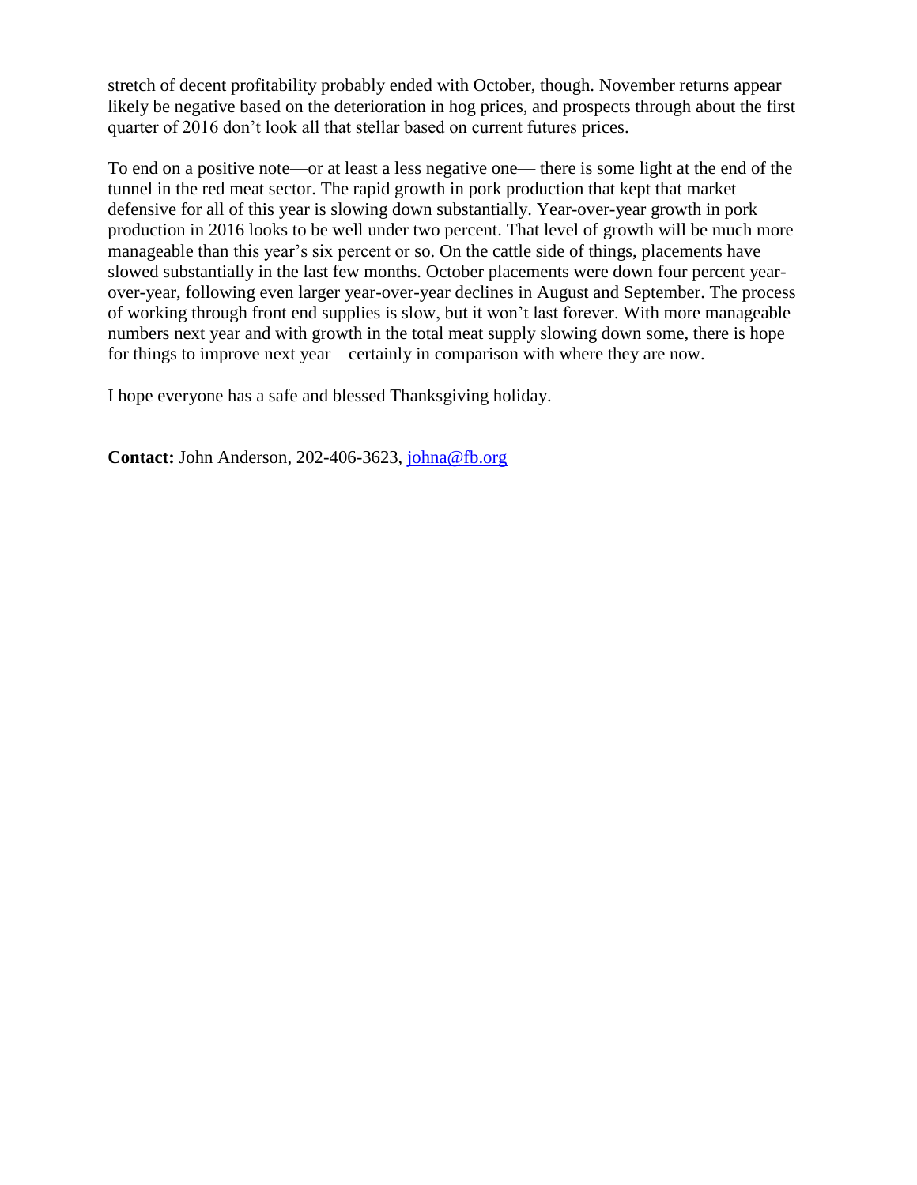stretch of decent profitability probably ended with October, though. November returns appear likely be negative based on the deterioration in hog prices, and prospects through about the first quarter of 2016 don't look all that stellar based on current futures prices.

To end on a positive note—or at least a less negative one— there is some light at the end of the tunnel in the red meat sector. The rapid growth in pork production that kept that market defensive for all of this year is slowing down substantially. Year-over-year growth in pork production in 2016 looks to be well under two percent. That level of growth will be much more manageable than this year's six percent or so. On the cattle side of things, placements have slowed substantially in the last few months. October placements were down four percent year-over-year, following even larger year-over-year declines in August and September. The process of working through front end supplies is slow, but it won't last forever. With more manageable numbers next year and with growth in the total meat supply slowing down some, there is hope for things to improve next year—certainly in comparison with where they are now.

I hope everyone has a safe and blessed Thanksgiving holiday.

**Contact:** John Anderson, 202-406-3623, johna@fb.org